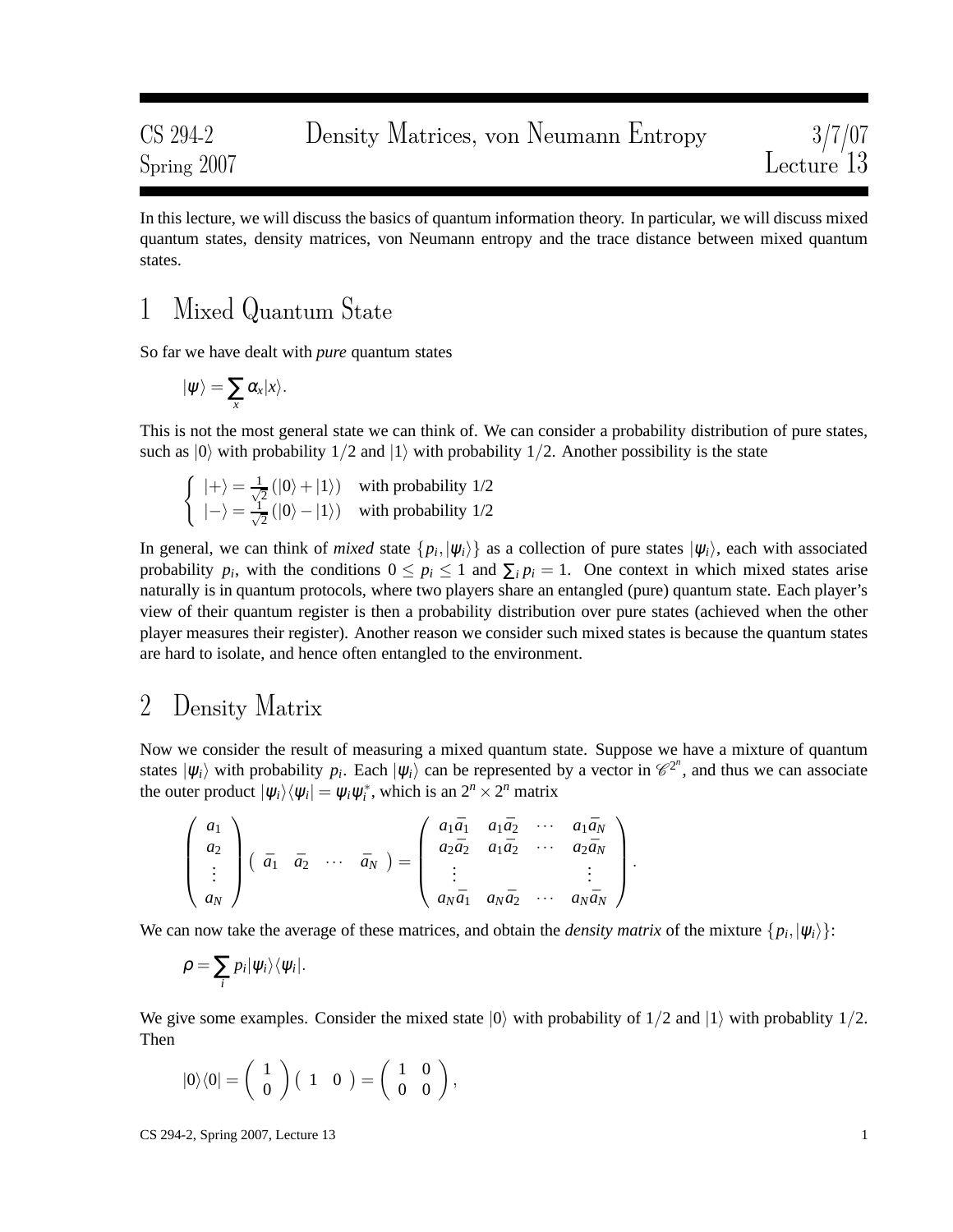CS 294-2 Density Matrices, von Neumann Entropy 3/7/07
Spring 2007 Lecture 13

In this lecture, we will discuss the basics of quantum information theory. In particular, we will discuss mixed quantum states, density matrices, von Neumann entropy and the trace distance between mixed quantum states.

# 1 Mixed Quantum State

So far we have dealt with *pure* quantum states

$$|\psi\rangle = \sum_x \alpha_x |x\rangle.$$

This is not the most general state we can think of. We can consider a probability distribution of pure states, such as $|0\rangle$ with probability $1/2$ and $|1\rangle$ with probability $1/2$. Another possibility is the state

$$\begin{cases} |+\rangle = \frac{1}{\sqrt{2}}(|0\rangle + |1\rangle) & \text{with probability } 1/2 \\ |-\rangle = \frac{1}{\sqrt{2}}(|0\rangle - |1\rangle) & \text{with probability } 1/2 \end{cases}$$

In general, we can think of *mixed* state $\{p_i, |\psi_i\rangle\}$ as a collection of pure states $|\psi_i\rangle$, each with associated probability $p_i$, with the conditions $0 \le p_i \le 1$ and $\sum_i p_i = 1$. One context in which mixed states arise naturally is in quantum protocols, where two players share an entangled (pure) quantum state. Each player's view of their quantum register is then a probability distribution over pure states (achieved when the other player measures their register). Another reason we consider such mixed states is because the quantum states are hard to isolate, and hence often entangled to the environment.

# 2 Density Matrix

Now we consider the result of measuring a mixed quantum state. Suppose we have a mixture of quantum states $|\psi_i\rangle$ with probability $p_i$. Each $|\psi_i\rangle$ can be represented by a vector in $\mathscr{C}^{2^n}$, and thus we can associate the outer product $|\psi_i\rangle\langle\psi_i| = \psi_i \psi_i^*$, which is an $2^n \times 2^n$ matrix

$$\begin{pmatrix} a_1 \\ a_2 \\ \vdots \\ a_N \end{pmatrix} \begin{pmatrix} \bar{a}_1 & \bar{a}_2 & \cdots & \bar{a}_N \end{pmatrix} = \begin{pmatrix} a_1\bar{a}_1 & a_1\bar{a}_2 & \cdots & a_1\bar{a}_N \\ a_2\bar{a}_2 & a_1\bar{a}_2 & \cdots & a_2\bar{a}_N \\ \vdots & & & \vdots \\ a_N\bar{a}_1 & a_N\bar{a}_2 & \cdots & a_N\bar{a}_N \end{pmatrix}.$$

We can now take the average of these matrices, and obtain the *density matrix* of the mixture $\{p_i, |\psi_i\rangle\}$:

$$\rho = \sum_i p_i |\psi_i\rangle\langle\psi_i|.$$

We give some examples. Consider the mixed state $|0\rangle$ with probability of $1/2$ and $|1\rangle$ with probablity $1/2$. Then

$$|0\rangle\langle 0| = \begin{pmatrix} 1 \\ 0 \end{pmatrix} \begin{pmatrix} 1 & 0 \end{pmatrix} = \begin{pmatrix} 1 & 0 \\ 0 & 0 \end{pmatrix},$$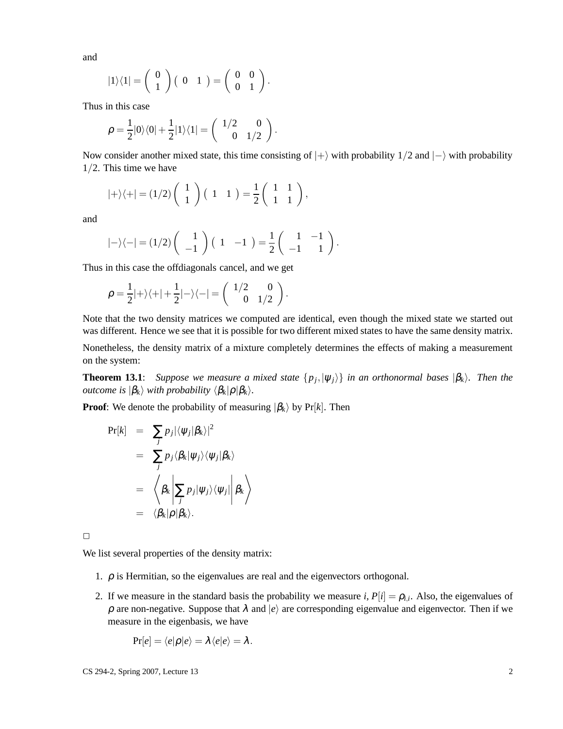and

$$|1\rangle\langle 1| = \begin{pmatrix} 0 \\ 1 \end{pmatrix} \begin{pmatrix} 0 & 1 \end{pmatrix} = \begin{pmatrix} 0 & 0 \\ 0 & 1 \end{pmatrix}.$$

Thus in this case

$$\rho = \frac{1}{2}|0\rangle\langle 0| + \frac{1}{2}|1\rangle\langle 1| = \begin{pmatrix} 1/2 & 0 \\ 0 & 1/2 \end{pmatrix}.$$

Now consider another mixed state, this time consisting of $|+\rangle$ with probability $1/2$ and $|-\rangle$ with probability $1/2$. This time we have

$$|+\rangle\langle +| = (1/2) \begin{pmatrix} 1 \\ 1 \end{pmatrix} \begin{pmatrix} 1 & 1 \end{pmatrix} = \frac{1}{2} \begin{pmatrix} 1 & 1 \\ 1 & 1 \end{pmatrix},$$

and

$$|-\rangle\langle -| = (1/2) \begin{pmatrix} 1 \\ -1 \end{pmatrix} \begin{pmatrix} 1 & -1 \end{pmatrix} = \frac{1}{2} \begin{pmatrix} 1 & -1 \\ -1 & 1 \end{pmatrix}.$$

Thus in this case the offdiagonals cancel, and we get

$$\rho = \frac{1}{2}|+\rangle\langle +| + \frac{1}{2}|-\rangle\langle -| = \begin{pmatrix} 1/2 & 0 \\ 0 & 1/2 \end{pmatrix}.$$

Note that the two density matrices we computed are identical, even though the mixed state we started out was different. Hence we see that it is possible for two different mixed states to have the same density matrix.

Nonetheless, the density matrix of a mixture completely determines the effects of making a measurement on the system:

**Theorem 13.1**: *Suppose we measure a mixed state $\{p_j, |\psi_j\rangle\}$ in an orthonormal bases $|\beta_k\rangle$. Then the outcome is $|\beta_k\rangle$ with probability $\langle\beta_k|\rho|\beta_k\rangle$.*

**Proof**: We denote the probability of measuring $|\beta_k\rangle$ by $\Pr[k]$. Then

$$\begin{aligned}
\Pr[k] &= \sum_j p_j |\langle\psi_j|\beta_k\rangle|^2 \\
&= \sum_j p_j \langle\beta_k|\psi_j\rangle\langle\psi_j|\beta_k\rangle \\
&= \left\langle \beta_k \middle| \sum_j p_j |\psi_j\rangle\langle\psi_j| \middle| \beta_k \right\rangle \\
&= \langle\beta_k|\rho|\beta_k\rangle.
\end{aligned}$$

□

We list several properties of the density matrix:

1. $\rho$ is Hermitian, so the eigenvalues are real and the eigenvectors orthogonal.
2. If we measure in the standard basis the probability we measure $i$, $P[i] = \rho_{i,i}$. Also, the eigenvalues of $\rho$ are non-negative. Suppose that $\lambda$ and $|e\rangle$ are corresponding eigenvalue and eigenvector. Then if we measure in the eigenbasis, we have

$$\Pr[e] = \langle e|\rho|e\rangle = \lambda\langle e|e\rangle = \lambda.$$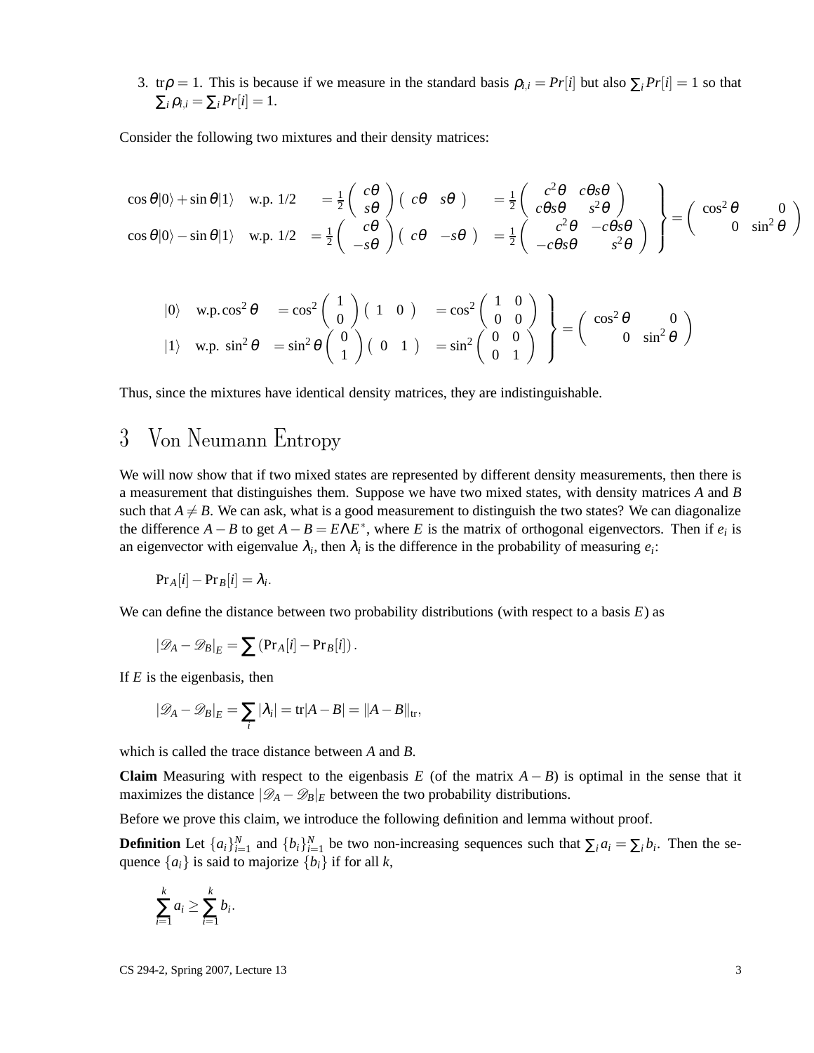3. $\text{tr}\rho = 1$. This is because if we measure in the standard basis $\rho_{i,i} = Pr[i]$ but also $\sum_i Pr[i] = 1$ so that $\sum_i \rho_{i,i} = \sum_i Pr[i] = 1$.

Consider the following two mixtures and their density matrices:

$$\left.\begin{array}{llll}
\cos\theta|0\rangle + \sin\theta|1\rangle & \text{w.p. } 1/2 & = \frac{1}{2}\begin{pmatrix} c\theta \\ s\theta \end{pmatrix}\begin{pmatrix} c\theta & s\theta \end{pmatrix} & = \frac{1}{2}\begin{pmatrix} c^2\theta & c\theta s\theta \\ c\theta s\theta & s^2\theta \end{pmatrix} \\
\cos\theta|0\rangle - \sin\theta|1\rangle & \text{w.p. } 1/2 & = \frac{1}{2}\begin{pmatrix} c\theta \\ -s\theta \end{pmatrix}\begin{pmatrix} c\theta & -s\theta \end{pmatrix} & = \frac{1}{2}\begin{pmatrix} c^2\theta & -c\theta s\theta \\ -c\theta s\theta & s^2\theta \end{pmatrix}
\end{array}\right\} = \begin{pmatrix} \cos^2\theta & 0 \\ 0 & \sin^2\theta \end{pmatrix}$$

$$\left.\begin{array}{llll}
|0\rangle & \text{w.p.} \cos^2\theta & = \cos^2\begin{pmatrix} 1 \\ 0 \end{pmatrix}\begin{pmatrix} 1 & 0 \end{pmatrix} & = \cos^2\begin{pmatrix} 1 & 0 \\ 0 & 0 \end{pmatrix} \\
|1\rangle & \text{w.p. } \sin^2\theta & = \sin^2\theta\begin{pmatrix} 0 \\ 1 \end{pmatrix}\begin{pmatrix} 0 & 1 \end{pmatrix} & = \sin^2\begin{pmatrix} 0 & 0 \\ 0 & 1 \end{pmatrix}
\end{array}\right\} = \begin{pmatrix} \cos^2\theta & 0 \\ 0 & \sin^2\theta \end{pmatrix}$$

Thus, since the mixtures have identical density matrices, they are indistinguishable.

# 3 Von Neumann Entropy

We will now show that if two mixed states are represented by different density measurements, then there is a measurement that distinguishes them. Suppose we have two mixed states, with density matrices $A$ and $B$ such that $A \neq B$. We can ask, what is a good measurement to distinguish the two states? We can diagonalize the difference $A - B$ to get $A - B = E\Lambda E^*$, where $E$ is the matrix of orthogonal eigenvectors. Then if $e_i$ is an eigenvector with eigenvalue $\lambda_i$, then $\lambda_i$ is the difference in the probability of measuring $e_i$:

$$\text{Pr}_A[i] - \text{Pr}_B[i] = \lambda_i.$$

We can define the distance between two probability distributions (with respect to a basis $E$) as

$$|\mathscr{D}_A - \mathscr{D}_B|_E = \sum \left(\text{Pr}_A[i] - \text{Pr}_B[i]\right).$$

If $E$ is the eigenbasis, then

$$|\mathscr{D}_A - \mathscr{D}_B|_E = \sum_i |\lambda_i| = \text{tr}|A - B| = \|A - B\|_{\text{tr}},$$

which is called the trace distance between $A$ and $B$.

**Claim** Measuring with respect to the eigenbasis $E$ (of the matrix $A - B$) is optimal in the sense that it maximizes the distance $|\mathscr{D}_A - \mathscr{D}_B|_E$ between the two probability distributions.

Before we prove this claim, we introduce the following definition and lemma without proof.

**Definition** Let $\{a_i\}_{i=1}^N$ and $\{b_i\}_{i=1}^N$ be two non-increasing sequences such that $\sum_i a_i = \sum_i b_i$. Then the sequence $\{a_i\}$ is said to majorize $\{b_i\}$ if for all $k$,

$$\sum_{i=1}^k a_i \geq \sum_{i=1}^k b_i.$$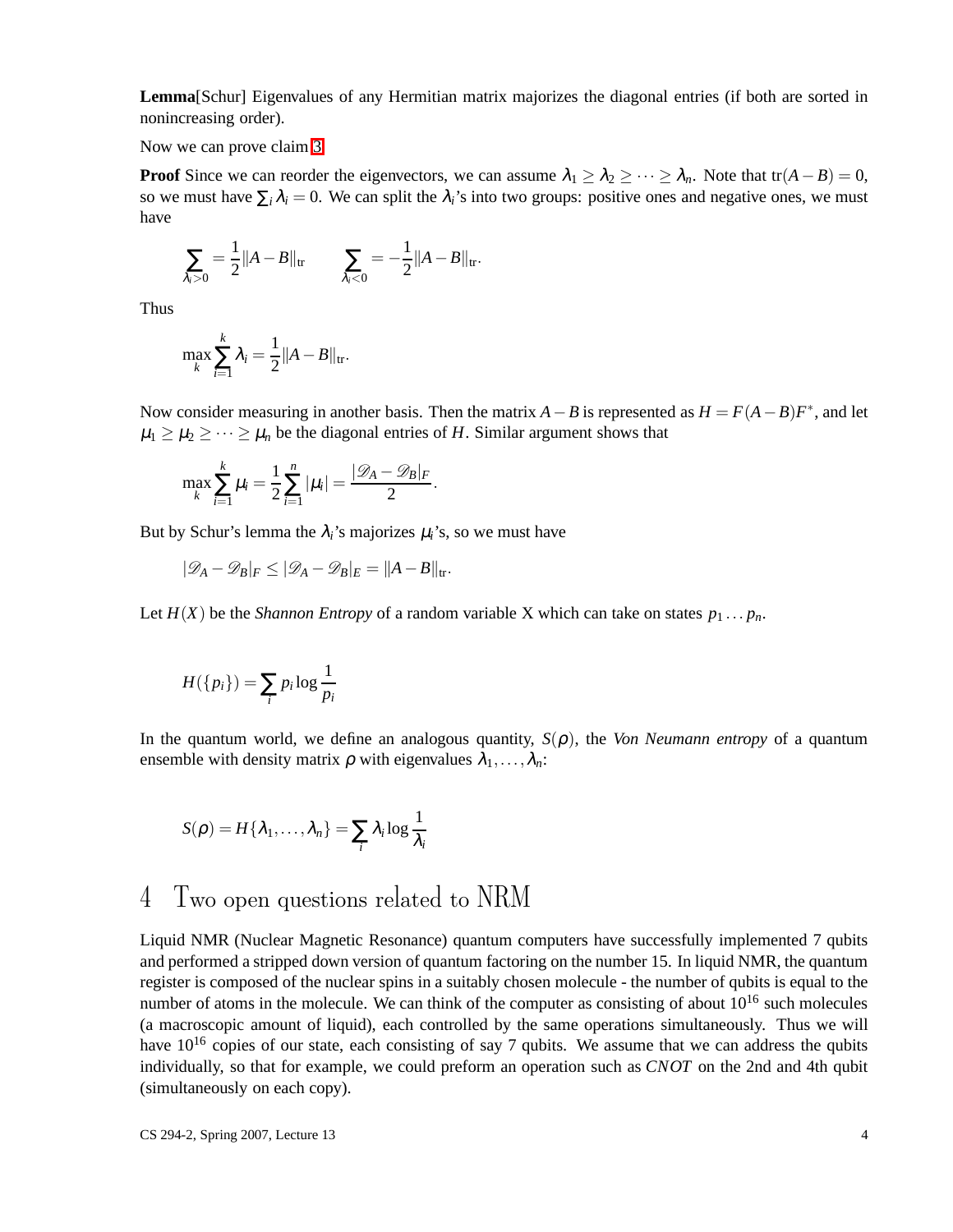**Lemma**[Schur] Eigenvalues of any Hermitian matrix majorizes the diagonal entries (if both are sorted in nonincreasing order).

Now we can prove claim 3.

**Proof** Since we can reorder the eigenvectors, we can assume $\lambda_1 \geq \lambda_2 \geq \cdots \geq \lambda_n$. Note that $\mathrm{tr}(A-B) = 0$, so we must have $\sum_i \lambda_i = 0$. We can split the $\lambda_i$'s into two groups: positive ones and negative ones, we must have

$$\sum_{\lambda_i > 0} = \frac{1}{2}\|A-B\|_{\mathrm{tr}} \qquad \sum_{\lambda_i < 0} = -\frac{1}{2}\|A-B\|_{\mathrm{tr}}.$$

Thus

$$\max_k \sum_{i=1}^{k} \lambda_i = \frac{1}{2}\|A-B\|_{\mathrm{tr}}.$$

Now consider measuring in another basis. Then the matrix $A-B$ is represented as $H = F(A-B)F^*$, and let $\mu_1 \geq \mu_2 \geq \cdots \geq \mu_n$ be the diagonal entries of $H$. Similar argument shows that

$$\max_k \sum_{i=1}^{k} \mu_i = \frac{1}{2}\sum_{i=1}^{n} |\mu_i| = \frac{|\mathscr{D}_A - \mathscr{D}_B|_F}{2}.$$

But by Schur's lemma the $\lambda_i$'s majorizes $\mu_i$'s, so we must have

$$|\mathscr{D}_A - \mathscr{D}_B|_F \leq |\mathscr{D}_A - \mathscr{D}_B|_E = \|A-B\|_{\mathrm{tr}}.$$

Let $H(X)$ be the *Shannon Entropy* of a random variable X which can take on states $p_1 \ldots p_n$.

$$H(\{p_i\}) = \sum_i p_i \log \frac{1}{p_i}$$

In the quantum world, we define an analogous quantity, $S(\rho)$, the *Von Neumann entropy* of a quantum ensemble with density matrix $\rho$ with eigenvalues $\lambda_1, \ldots, \lambda_n$:

$$S(\rho) = H\{\lambda_1, \ldots, \lambda_n\} = \sum_i \lambda_i \log \frac{1}{\lambda_i}$$

# 4 Two open questions related to NRM

Liquid NMR (Nuclear Magnetic Resonance) quantum computers have successfully implemented 7 qubits and performed a stripped down version of quantum factoring on the number 15. In liquid NMR, the quantum register is composed of the nuclear spins in a suitably chosen molecule - the number of qubits is equal to the number of atoms in the molecule. We can think of the computer as consisting of about $10^{16}$ such molecules (a macroscopic amount of liquid), each controlled by the same operations simultaneously. Thus we will have $10^{16}$ copies of our state, each consisting of say 7 qubits. We assume that we can address the qubits individually, so that for example, we could preform an operation such as *CNOT* on the 2nd and 4th qubit (simultaneously on each copy).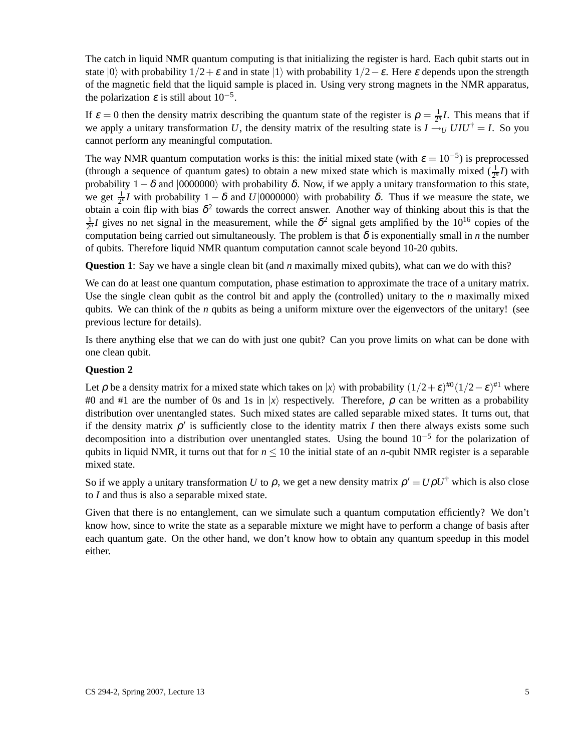The catch in liquid NMR quantum computing is that initializing the register is hard. Each qubit starts out in state $|0\rangle$ with probability $1/2+\varepsilon$ and in state $|1\rangle$ with probability $1/2-\varepsilon$. Here $\varepsilon$ depends upon the strength of the magnetic field that the liquid sample is placed in. Using very strong magnets in the NMR apparatus, the polarization $\varepsilon$ is still about $10^{-5}$.

If $\varepsilon = 0$ then the density matrix describing the quantum state of the register is $\rho = \frac{1}{2^n} I$. This means that if we apply a unitary transformation $U$, the density matrix of the resulting state is $I \rightarrow_U UIU^\dagger = I$. So you cannot perform any meaningful computation.

The way NMR quantum computation works is this: the initial mixed state (with $\varepsilon = 10^{-5}$) is preprocessed (through a sequence of quantum gates) to obtain a new mixed state which is maximally mixed ($\frac{1}{2^n} I$) with probability $1-\delta$ and $|0000000\rangle$ with probability $\delta$. Now, if we apply a unitary transformation to this state, we get $\frac{1}{2^n} I$ with probability $1-\delta$ and $U|0000000\rangle$ with probability $\delta$. Thus if we measure the state, we obtain a coin flip with bias $\delta^2$ towards the correct answer. Another way of thinking about this is that the $\frac{1}{2^n} I$ gives no net signal in the measurement, while the $\delta^2$ signal gets amplified by the $10^{16}$ copies of the computation being carried out simultaneously. The problem is that $\delta$ is exponentially small in $n$ the number of qubits. Therefore liquid NMR quantum computation cannot scale beyond 10-20 qubits.

**Question 1**: Say we have a single clean bit (and $n$ maximally mixed qubits), what can we do with this?

We can do at least one quantum computation, phase estimation to approximate the trace of a unitary matrix. Use the single clean qubit as the control bit and apply the (controlled) unitary to the $n$ maximally mixed qubits. We can think of the $n$ qubits as being a uniform mixture over the eigenvectors of the unitary! (see previous lecture for details).

Is there anything else that we can do with just one qubit? Can you prove limits on what can be done with one clean qubit.

**Question 2**

Let $\rho$ be a density matrix for a mixed state which takes on $|x\rangle$ with probability $(1/2+\varepsilon)^{\#0}(1/2-\varepsilon)^{\#1}$ where #0 and #1 are the number of 0s and 1s in $|x\rangle$ respectively. Therefore, $\rho$ can be written as a probability distribution over unentangled states. Such mixed states are called separable mixed states. It turns out, that if the density matrix $\rho'$ is sufficiently close to the identity matrix $I$ then there always exists some such decomposition into a distribution over unentangled states. Using the bound $10^{-5}$ for the polarization of qubits in liquid NMR, it turns out that for $n \leq 10$ the initial state of an $n$-qubit NMR register is a separable mixed state.

So if we apply a unitary transformation $U$ to $\rho$, we get a new density matrix $\rho' = U\rho U^\dagger$ which is also close to $I$ and thus is also a separable mixed state.

Given that there is no entanglement, can we simulate such a quantum computation efficiently? We don't know how, since to write the state as a separable mixture we might have to perform a change of basis after each quantum gate. On the other hand, we don't know how to obtain any quantum speedup in this model either.